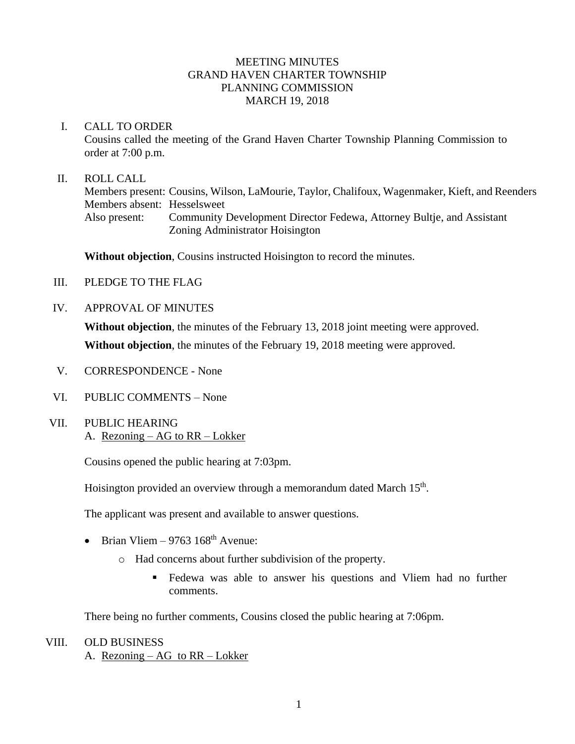# MEETING MINUTES
# GRAND HAVEN CHARTER TOWNSHIP
# PLANNING COMMISSION
# MARCH 19, 2018

## I. CALL TO ORDER

Cousins called the meeting of the Grand Haven Charter Township Planning Commission to order at 7:00 p.m.

## II. ROLL CALL

Members present: Cousins, Wilson, LaMourie, Taylor, Chalifoux, Wagenmaker, Kieft, and Reenders
Members absent: Hesselsweet
Also present: Community Development Director Fedewa, Attorney Bultje, and Assistant Zoning Administrator Hoisington

**Without objection**, Cousins instructed Hoisington to record the minutes.

## III. PLEDGE TO THE FLAG

## IV. APPROVAL OF MINUTES

**Without objection**, the minutes of the February 13, 2018 joint meeting were approved.

**Without objection**, the minutes of the February 19, 2018 meeting were approved.

## V. CORRESPONDENCE - None

## VI. PUBLIC COMMENTS – None

## VII. PUBLIC HEARING

A. Rezoning – AG to RR – Lokker

Cousins opened the public hearing at 7:03pm.

Hoisington provided an overview through a memorandum dated March 15th.

The applicant was present and available to answer questions.

- Brian Vliem – 9763 168th Avenue:
  - Had concerns about further subdivision of the property.
    - Fedewa was able to answer his questions and Vliem had no further comments.

There being no further comments, Cousins closed the public hearing at 7:06pm.

## VIII. OLD BUSINESS

A. Rezoning – AG to RR – Lokker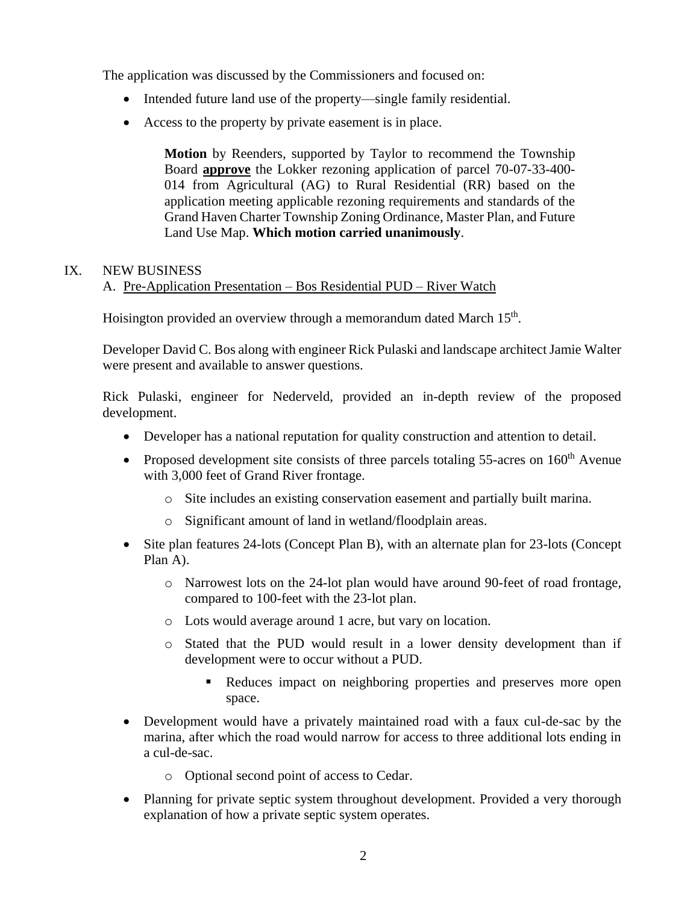The application was discussed by the Commissioners and focused on:

- Intended future land use of the property—single family residential.
- Access to the property by private easement is in place.

> **Motion** by Reenders, supported by Taylor to recommend the Township Board **approve** the Lokker rezoning application of parcel 70-07-33-400-014 from Agricultural (AG) to Rural Residential (RR) based on the application meeting applicable rezoning requirements and standards of the Grand Haven Charter Township Zoning Ordinance, Master Plan, and Future Land Use Map. **Which motion carried unanimously**.

IX. NEW BUSINESS

A. Pre-Application Presentation – Bos Residential PUD – River Watch

Hoisington provided an overview through a memorandum dated March 15th.

Developer David C. Bos along with engineer Rick Pulaski and landscape architect Jamie Walter were present and available to answer questions.

Rick Pulaski, engineer for Nederveld, provided an in-depth review of the proposed development.

- Developer has a national reputation for quality construction and attention to detail.
- Proposed development site consists of three parcels totaling 55-acres on 160th Avenue with 3,000 feet of Grand River frontage.
  - Site includes an existing conservation easement and partially built marina.
  - Significant amount of land in wetland/floodplain areas.
- Site plan features 24-lots (Concept Plan B), with an alternate plan for 23-lots (Concept Plan A).
  - Narrowest lots on the 24-lot plan would have around 90-feet of road frontage, compared to 100-feet with the 23-lot plan.
  - Lots would average around 1 acre, but vary on location.
  - Stated that the PUD would result in a lower density development than if development were to occur without a PUD.
    - Reduces impact on neighboring properties and preserves more open space.
- Development would have a privately maintained road with a faux cul-de-sac by the marina, after which the road would narrow for access to three additional lots ending in a cul-de-sac.
  - Optional second point of access to Cedar.
- Planning for private septic system throughout development. Provided a very thorough explanation of how a private septic system operates.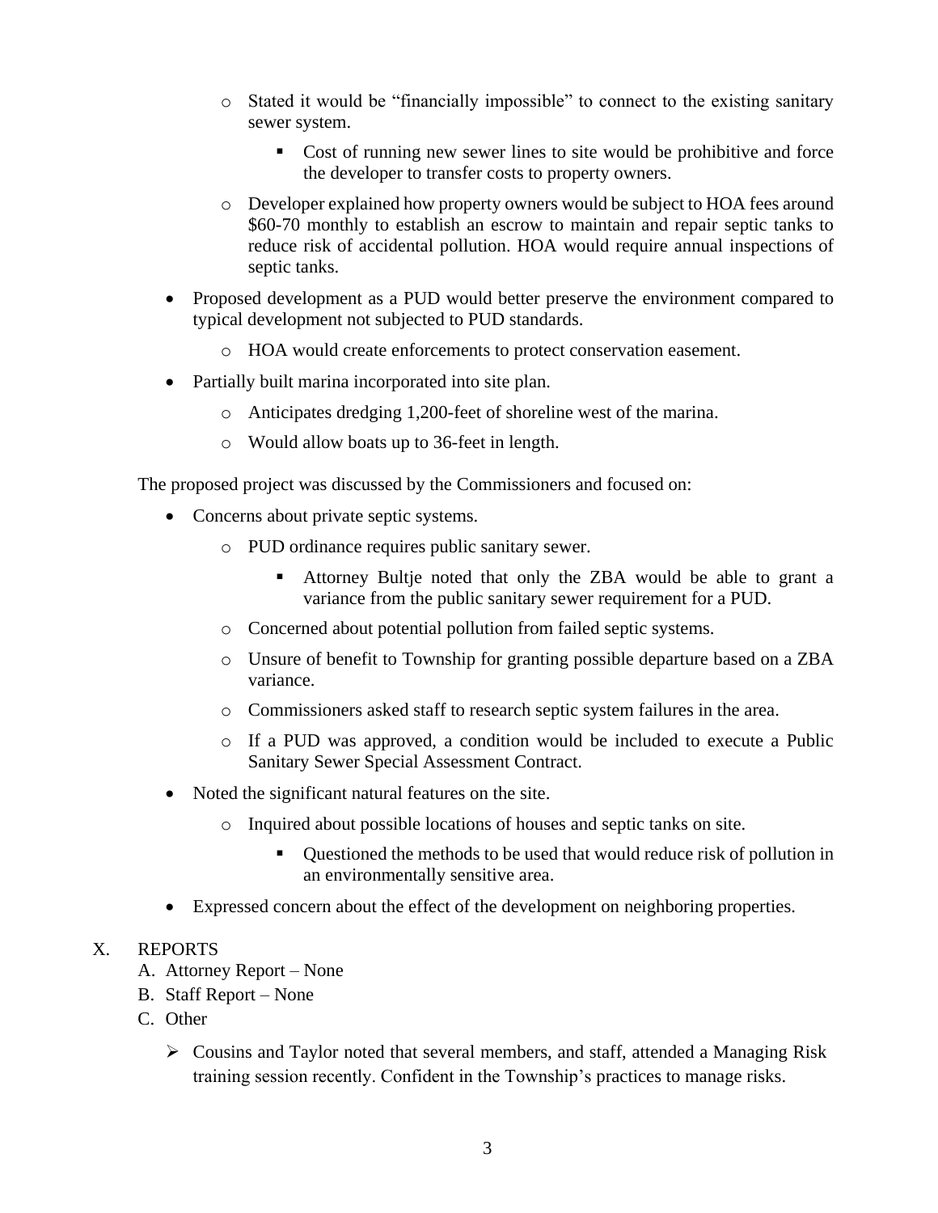- Stated it would be "financially impossible" to connect to the existing sanitary sewer system.
  - Cost of running new sewer lines to site would be prohibitive and force the developer to transfer costs to property owners.
- Developer explained how property owners would be subject to HOA fees around $60-70 monthly to establish an escrow to maintain and repair septic tanks to reduce risk of accidental pollution. HOA would require annual inspections of septic tanks.

- Proposed development as a PUD would better preserve the environment compared to typical development not subjected to PUD standards.
  - HOA would create enforcements to protect conservation easement.
- Partially built marina incorporated into site plan.
  - Anticipates dredging 1,200-feet of shoreline west of the marina.
  - Would allow boats up to 36-feet in length.

The proposed project was discussed by the Commissioners and focused on:

- Concerns about private septic systems.
  - PUD ordinance requires public sanitary sewer.
    - Attorney Bultje noted that only the ZBA would be able to grant a variance from the public sanitary sewer requirement for a PUD.
  - Concerned about potential pollution from failed septic systems.
  - Unsure of benefit to Township for granting possible departure based on a ZBA variance.
  - Commissioners asked staff to research septic system failures in the area.
  - If a PUD was approved, a condition would be included to execute a Public Sanitary Sewer Special Assessment Contract.
- Noted the significant natural features on the site.
  - Inquired about possible locations of houses and septic tanks on site.
    - Questioned the methods to be used that would reduce risk of pollution in an environmentally sensitive area.
- Expressed concern about the effect of the development on neighboring properties.

X. REPORTS

A. Attorney Report – None

B. Staff Report – None

C. Other

- Cousins and Taylor noted that several members, and staff, attended a Managing Risk training session recently. Confident in the Township's practices to manage risks.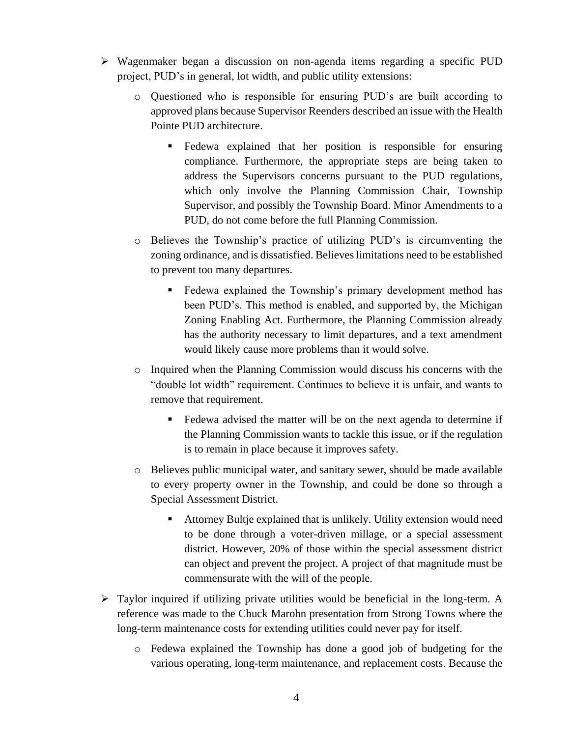- Wagenmaker began a discussion on non-agenda items regarding a specific PUD project, PUD's in general, lot width, and public utility extensions:
  - Questioned who is responsible for ensuring PUD's are built according to approved plans because Supervisor Reenders described an issue with the Health Pointe PUD architecture.
    - Fedewa explained that her position is responsible for ensuring compliance. Furthermore, the appropriate steps are being taken to address the Supervisors concerns pursuant to the PUD regulations, which only involve the Planning Commission Chair, Township Supervisor, and possibly the Township Board. Minor Amendments to a PUD, do not come before the full Planning Commission.
  - Believes the Township's practice of utilizing PUD's is circumventing the zoning ordinance, and is dissatisfied. Believes limitations need to be established to prevent too many departures.
    - Fedewa explained the Township's primary development method has been PUD's. This method is enabled, and supported by, the Michigan Zoning Enabling Act. Furthermore, the Planning Commission already has the authority necessary to limit departures, and a text amendment would likely cause more problems than it would solve.
  - Inquired when the Planning Commission would discuss his concerns with the "double lot width" requirement. Continues to believe it is unfair, and wants to remove that requirement.
    - Fedewa advised the matter will be on the next agenda to determine if the Planning Commission wants to tackle this issue, or if the regulation is to remain in place because it improves safety.
  - Believes public municipal water, and sanitary sewer, should be made available to every property owner in the Township, and could be done so through a Special Assessment District.
    - Attorney Bultje explained that is unlikely. Utility extension would need to be done through a voter-driven millage, or a special assessment district. However, 20% of those within the special assessment district can object and prevent the project. A project of that magnitude must be commensurate with the will of the people.
- Taylor inquired if utilizing private utilities would be beneficial in the long-term. A reference was made to the Chuck Marohn presentation from Strong Towns where the long-term maintenance costs for extending utilities could never pay for itself.
  - Fedewa explained the Township has done a good job of budgeting for the various operating, long-term maintenance, and replacement costs. Because the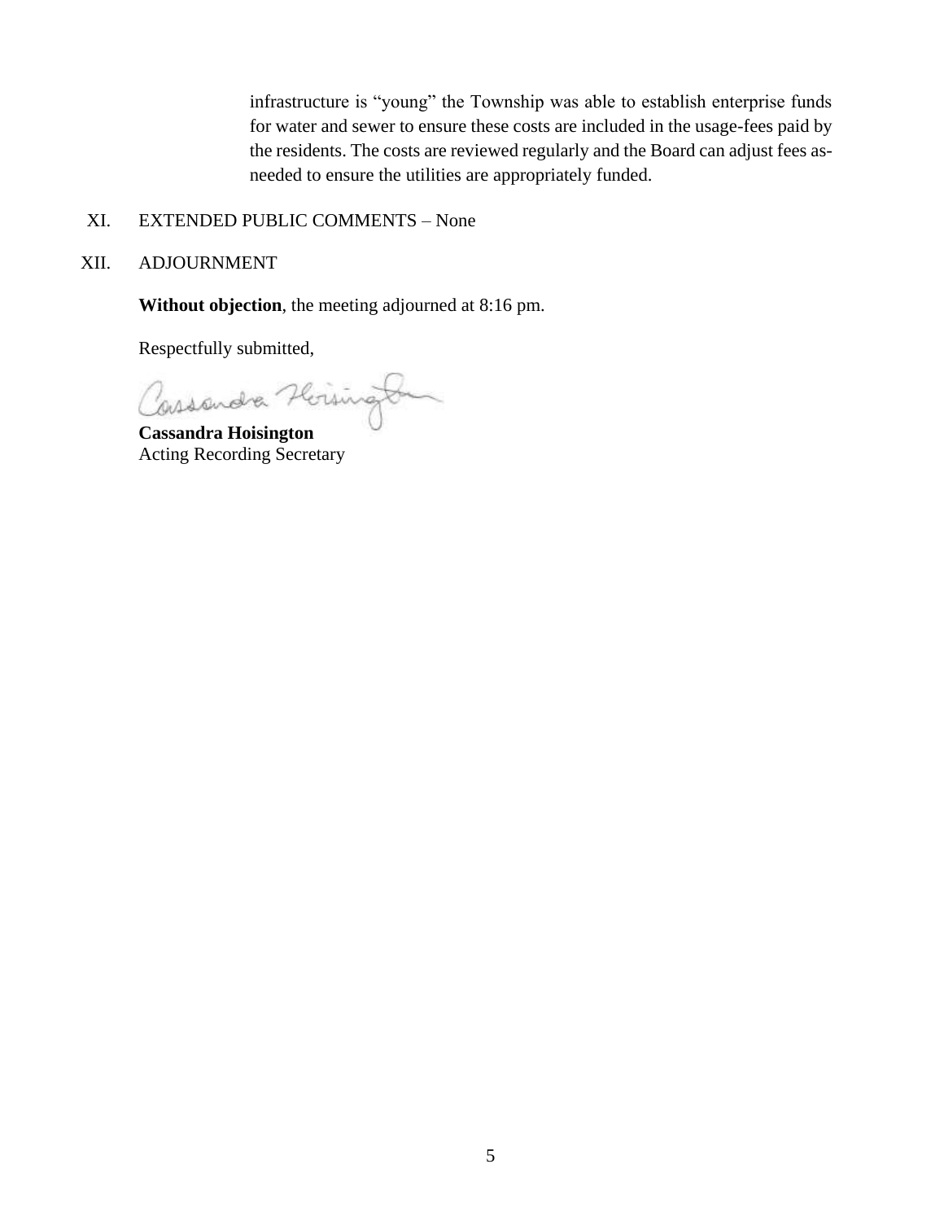infrastructure is "young" the Township was able to establish enterprise funds for water and sewer to ensure these costs are included in the usage-fees paid by the residents. The costs are reviewed regularly and the Board can adjust fees as-needed to ensure the utilities are appropriately funded.

XI. EXTENDED PUBLIC COMMENTS – None

XII. ADJOURNMENT

**Without objection**, the meeting adjourned at 8:16 pm.

Respectfully submitted,

**Cassandra Hoisington**
Acting Recording Secretary